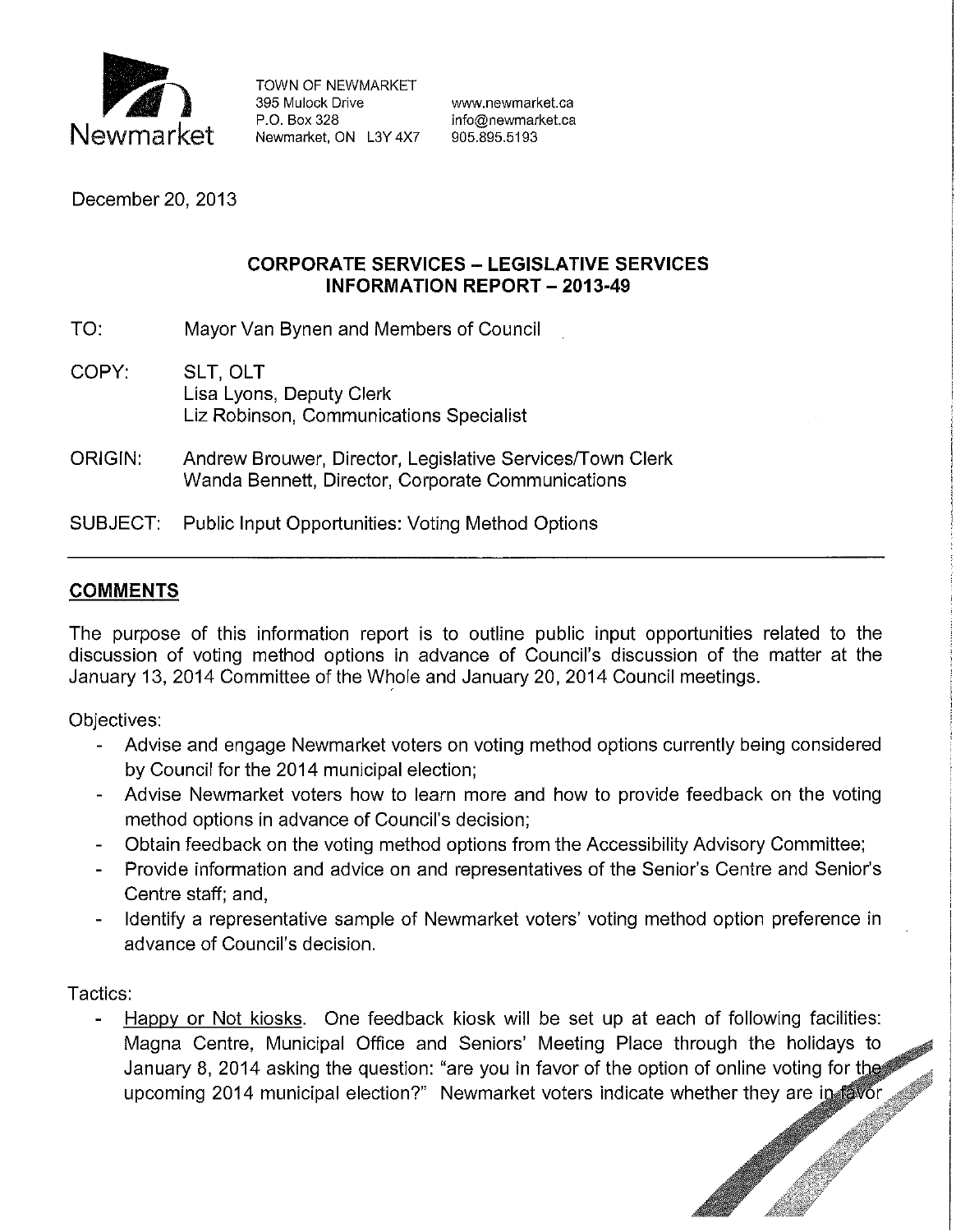Newmarket

TOWN OF NEWMARKET
395 Mulock Drive
P.O. Box 328
Newmarket, ON L3Y 4X7

www.newmarket.ca
info@newmarket.ca
905.895.5193

December 20, 2013

**CORPORATE SERVICES – LEGISLATIVE SERVICES**
**INFORMATION REPORT – 2013-49**

TO: Mayor Van Bynen and Members of Council

COPY: SLT, OLT
Lisa Lyons, Deputy Clerk
Liz Robinson, Communications Specialist

ORIGIN: Andrew Brouwer, Director, Legislative Services/Town Clerk
Wanda Bennett, Director, Corporate Communications

SUBJECT: Public Input Opportunities: Voting Method Options

---

## COMMENTS

The purpose of this information report is to outline public input opportunities related to the discussion of voting method options in advance of Council's discussion of the matter at the January 13, 2014 Committee of the Whole and January 20, 2014 Council meetings.

Objectives:

- Advise and engage Newmarket voters on voting method options currently being considered by Council for the 2014 municipal election;
- Advise Newmarket voters how to learn more and how to provide feedback on the voting method options in advance of Council's decision;
- Obtain feedback on the voting method options from the Accessibility Advisory Committee;
- Provide information and advice on and representatives of the Senior's Centre and Senior's Centre staff; and,
- Identify a representative sample of Newmarket voters' voting method option preference in advance of Council's decision.

Tactics:

- Happy or Not kiosks. One feedback kiosk will be set up at each of following facilities: Magna Centre, Municipal Office and Seniors' Meeting Place through the holidays to January 8, 2014 asking the question: "are you in favor of the option of online voting for the upcoming 2014 municipal election?" Newmarket voters indicate whether they are in favor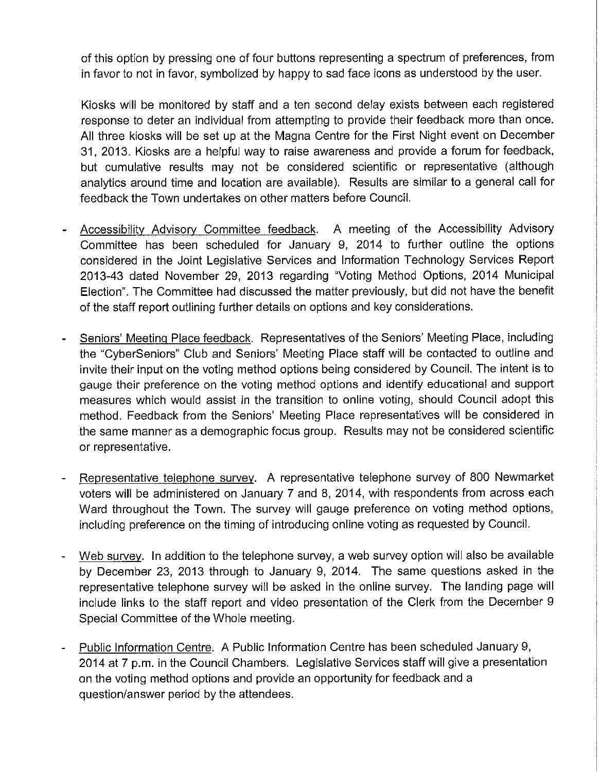of this option by pressing one of four buttons representing a spectrum of preferences, from in favor to not in favor, symbolized by happy to sad face icons as understood by the user.

Kiosks will be monitored by staff and a ten second delay exists between each registered response to deter an individual from attempting to provide their feedback more than once. All three kiosks will be set up at the Magna Centre for the First Night event on December 31, 2013. Kiosks are a helpful way to raise awareness and provide a forum for feedback, but cumulative results may not be considered scientific or representative (although analytics around time and location are available). Results are similar to a general call for feedback the Town undertakes on other matters before Council.

- Accessibility Advisory Committee feedback. A meeting of the Accessibility Advisory Committee has been scheduled for January 9, 2014 to further outline the options considered in the Joint Legislative Services and Information Technology Services Report 2013-43 dated November 29, 2013 regarding "Voting Method Options, 2014 Municipal Election". The Committee had discussed the matter previously, but did not have the benefit of the staff report outlining further details on options and key considerations.

- Seniors' Meeting Place feedback. Representatives of the Seniors' Meeting Place, including the "CyberSeniors" Club and Seniors' Meeting Place staff will be contacted to outline and invite their input on the voting method options being considered by Council. The intent is to gauge their preference on the voting method options and identify educational and support measures which would assist in the transition to online voting, should Council adopt this method. Feedback from the Seniors' Meeting Place representatives will be considered in the same manner as a demographic focus group. Results may not be considered scientific or representative.

- Representative telephone survey. A representative telephone survey of 800 Newmarket voters will be administered on January 7 and 8, 2014, with respondents from across each Ward throughout the Town. The survey will gauge preference on voting method options, including preference on the timing of introducing online voting as requested by Council.

- Web survey. In addition to the telephone survey, a web survey option will also be available by December 23, 2013 through to January 9, 2014. The same questions asked in the representative telephone survey will be asked in the online survey. The landing page will include links to the staff report and video presentation of the Clerk from the December 9 Special Committee of the Whole meeting.

- Public Information Centre. A Public Information Centre has been scheduled January 9, 2014 at 7 p.m. in the Council Chambers. Legislative Services staff will give a presentation on the voting method options and provide an opportunity for feedback and a question/answer period by the attendees.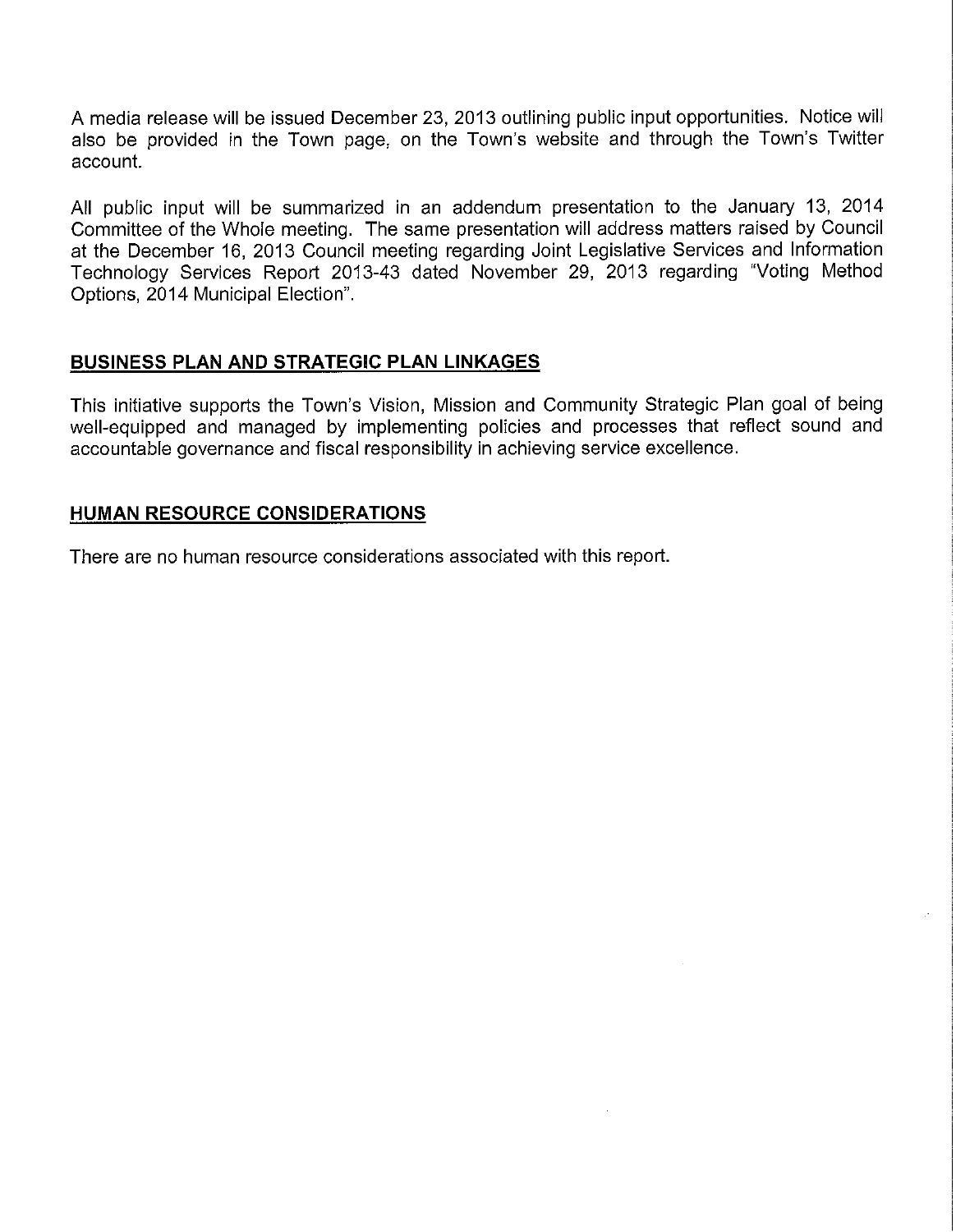A media release will be issued December 23, 2013 outlining public input opportunities. Notice will also be provided in the Town page, on the Town's website and through the Town's Twitter account.

All public input will be summarized in an addendum presentation to the January 13, 2014 Committee of the Whole meeting. The same presentation will address matters raised by Council at the December 16, 2013 Council meeting regarding Joint Legislative Services and Information Technology Services Report 2013-43 dated November 29, 2013 regarding "Voting Method Options, 2014 Municipal Election".

## BUSINESS PLAN AND STRATEGIC PLAN LINKAGES

This initiative supports the Town's Vision, Mission and Community Strategic Plan goal of being well-equipped and managed by implementing policies and processes that reflect sound and accountable governance and fiscal responsibility in achieving service excellence.

## HUMAN RESOURCE CONSIDERATIONS

There are no human resource considerations associated with this report.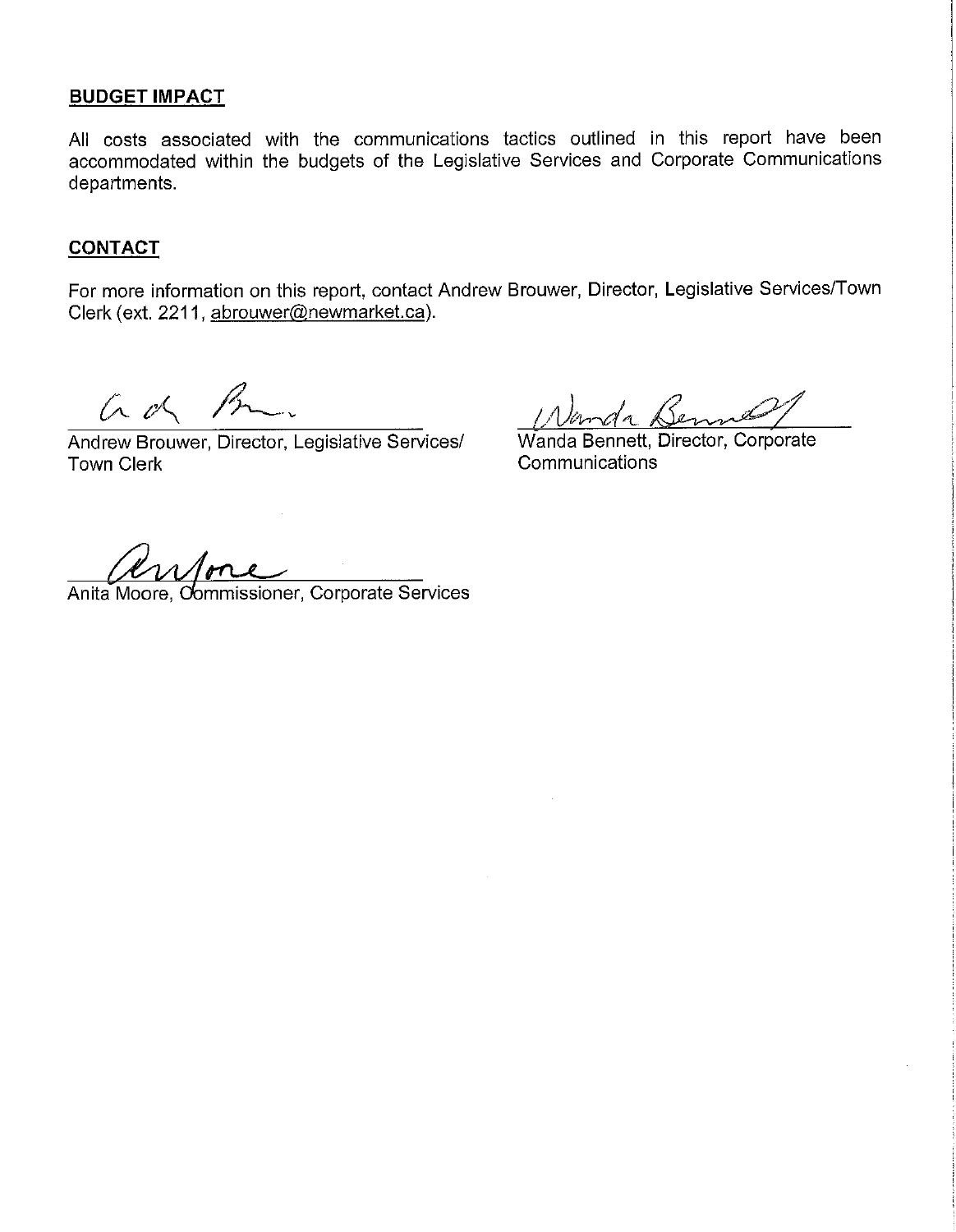**BUDGET IMPACT**

All costs associated with the communications tactics outlined in this report have been accommodated within the budgets of the Legislative Services and Corporate Communications departments.

**CONTACT**

For more information on this report, contact Andrew Brouwer, Director, Legislative Services/Town Clerk (ext. 2211, abrouwer@newmarket.ca).

Andrew Brouwer, Director, Legislative Services/
Town Clerk

Wanda Bennett, Director, Corporate
Communications

Anita Moore, Commissioner, Corporate Services